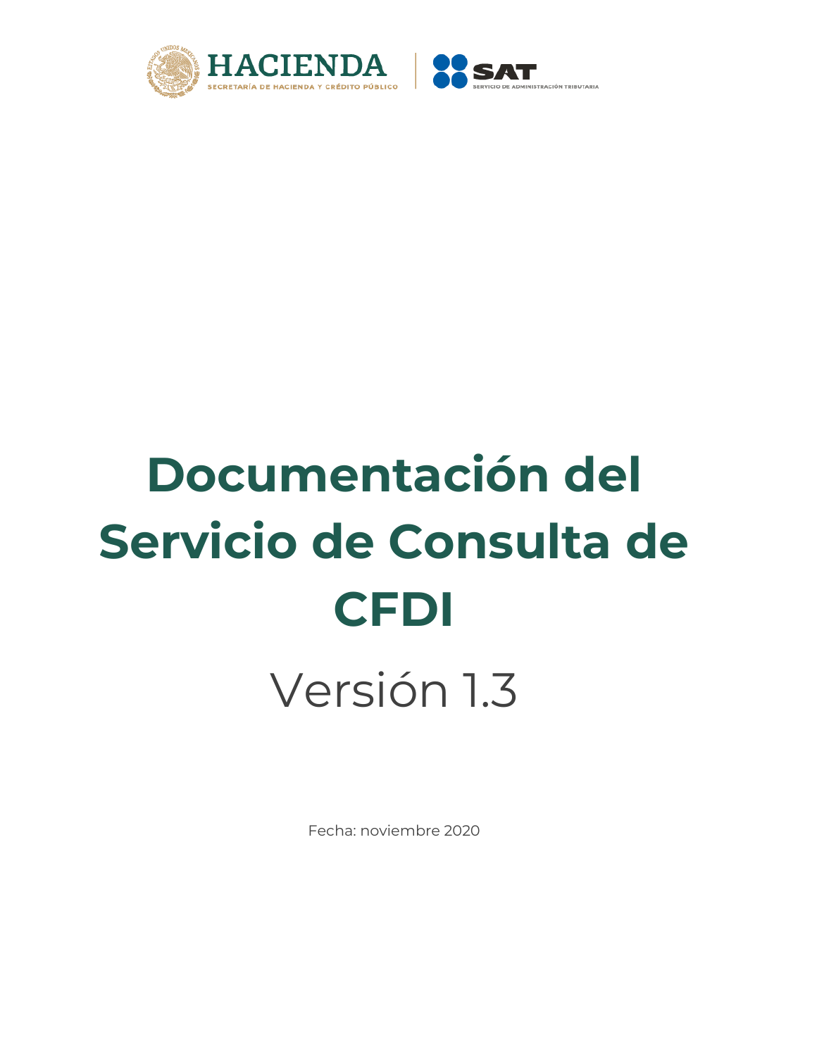HACIENDA
SECRETARÍA DE HACIENDA Y CRÉDITO PÚBLICO

SAT
SERVICIO DE ADMINISTRACIÓN TRIBUTARIA

# Documentación del Servicio de Consulta de CFDI

Versión 1.3

Fecha: noviembre 2020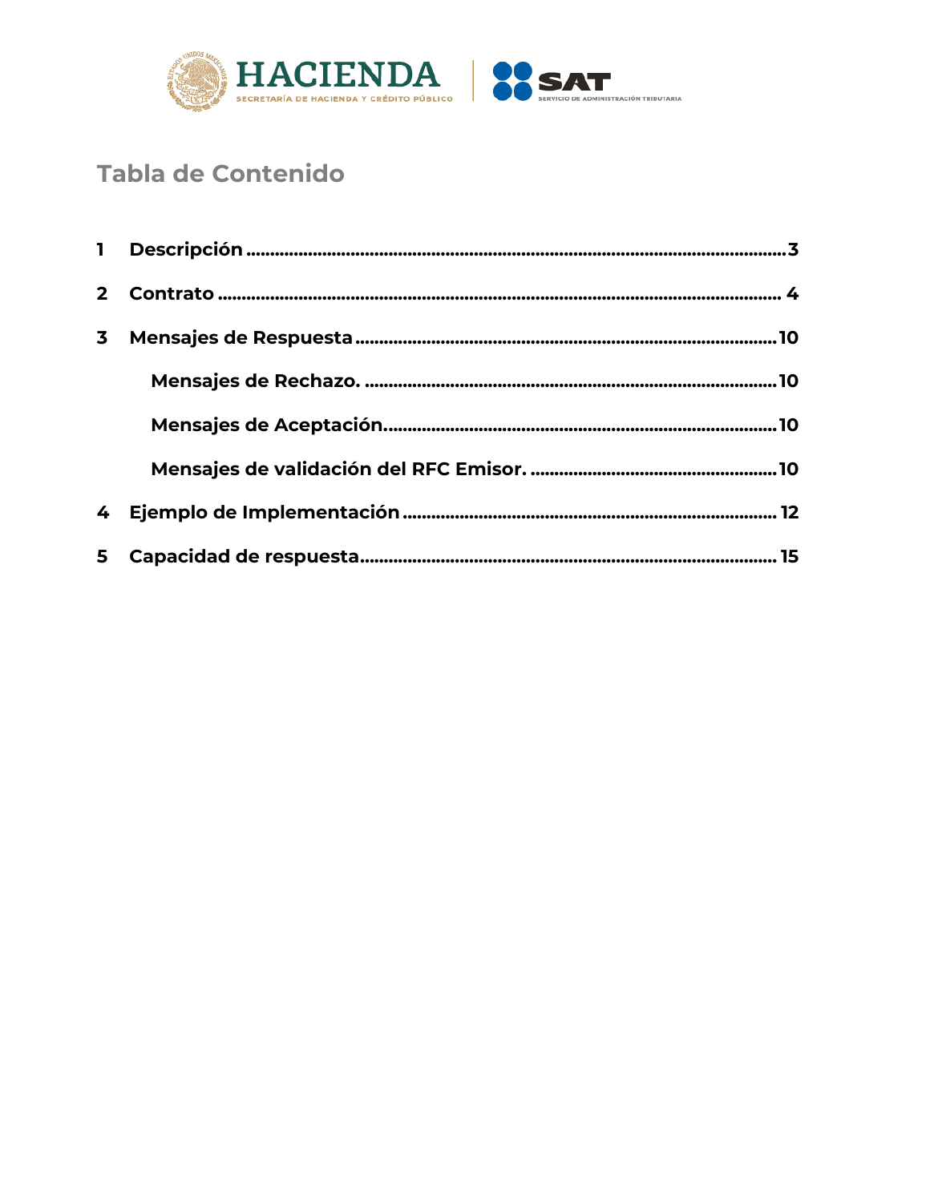## Tabla de Contenido

1 **Descripción** .......................................................................................................... 3

2 **Contrato** ............................................................................................................... 4

3 **Mensajes de Respuesta** ...................................................................................... 10

  **Mensajes de Rechazo.** ..................................................................................... 10

  **Mensajes de Aceptación.** ................................................................................ 10

  **Mensajes de validación del RFC Emisor.** .................................................... 10

4 **Ejemplo de Implementación** ........................................................................... 12

5 **Capacidad de respuesta** .................................................................................... 15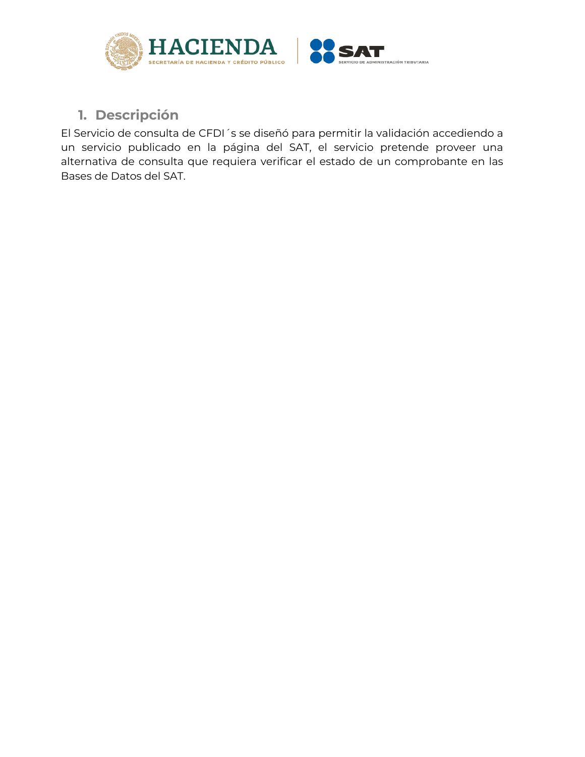## 1. Descripción

El Servicio de consulta de CFDI´s se diseñó para permitir la validación accediendo a un servicio publicado en la página del SAT, el servicio pretende proveer una alternativa de consulta que requiera verificar el estado de un comprobante en las Bases de Datos del SAT.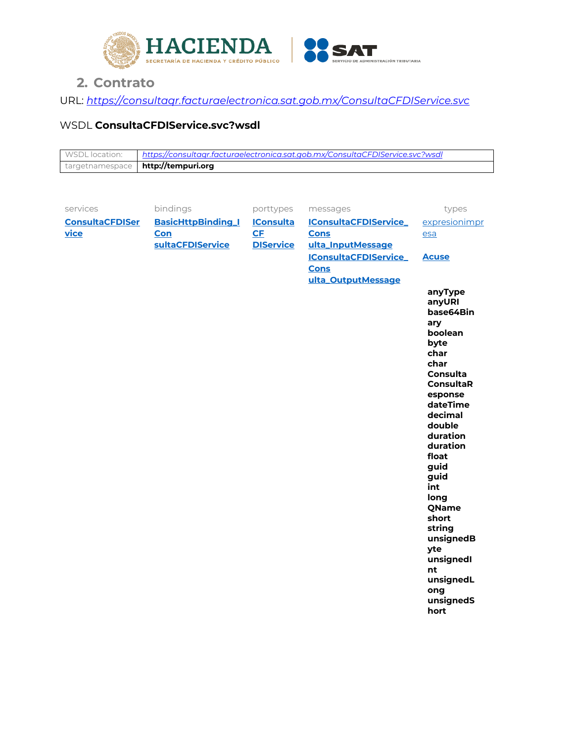## 2. Contrato

URL: *https://consultaqr.facturaelectronica.sat.gob.mx/ConsultaCFDIService.svc*

WSDL **ConsultaCFDIService.svc?wsdl**

| WSDL location: | *https://consultaqr.facturaelectronica.sat.gob.mx/ConsultaCFDIService.svc?wsdl* |
|---|---|
| targetnamespace | **http://tempuri.org** |

| services | bindings | porttypes | messages | types |
|---|---|---|---|---|
| **ConsultaCFDIService** | **BasicHttpBinding_IConsultaCFDIService** | **IConsultaCFDIService** | **IConsultaCFDIService_Consulta_InputMessage** | expresionimpresa |
| | | | **IConsultaCFDIService_Consulta_OutputMessage** | **Acuse** |

**anyType**
**anyURI**
**base64Binary**
**boolean**
**byte**
**char**
**char**
**Consulta**
**ConsultaResponse**
**dateTime**
**decimal**
**double**
**duration**
**duration**
**float**
**guid**
**guid**
**int**
**long**
**QName**
**short**
**string**
**unsignedByte**
**unsignedInt**
**unsignedLong**
**unsignedShort**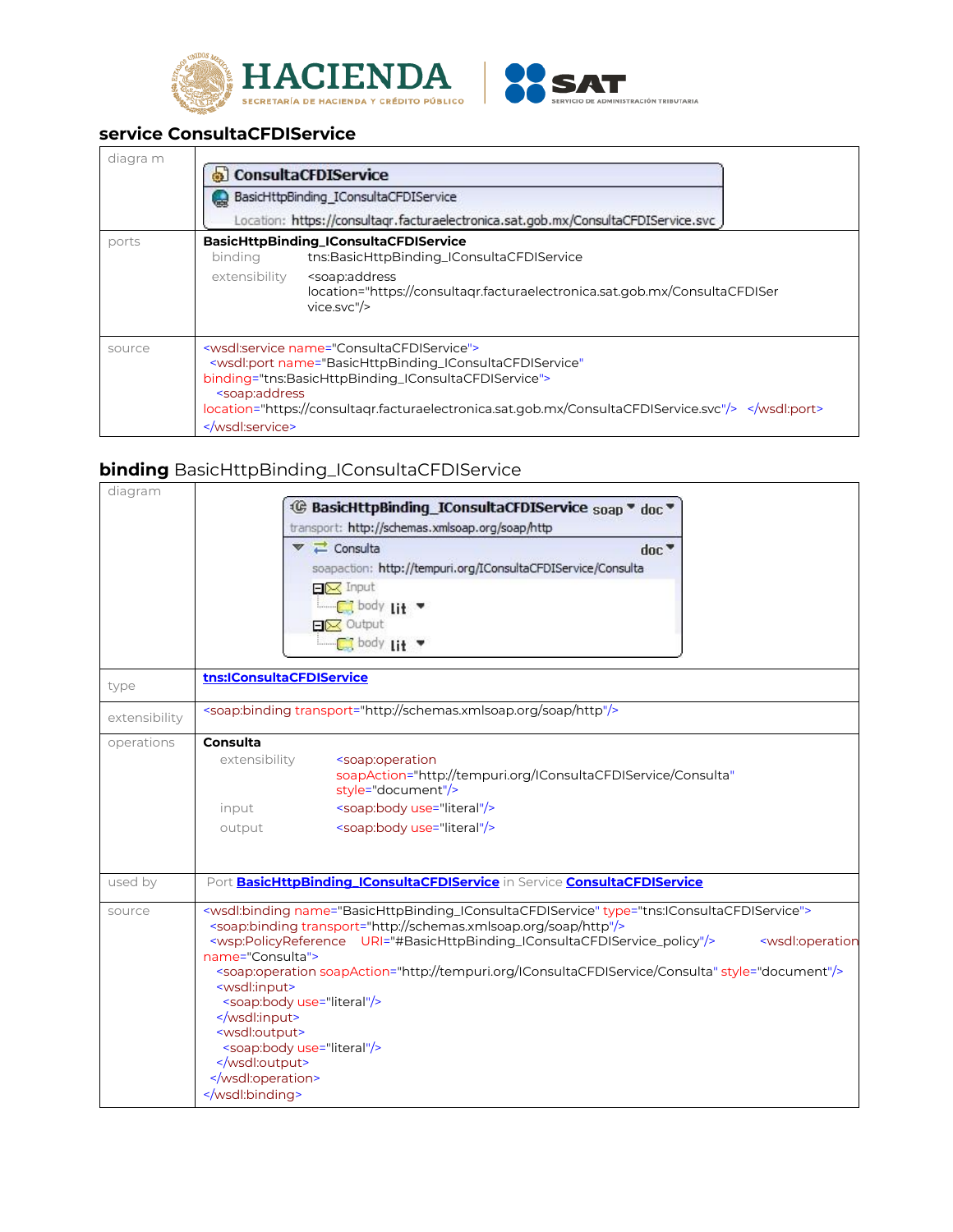## service ConsultaCFDIService

| | |
|---|---|
| diagra m | **ConsultaCFDIService**<br>BasicHttpBinding_IConsultaCFDIService<br>Location: https://consultaqr.facturaelectronica.sat.gob.mx/ConsultaCFDIService.svc |
| ports | **BasicHttpBinding_IConsultaCFDIService**<br>binding tns:BasicHttpBinding_IConsultaCFDIService<br>extensibility <soap:address location="https://consultaqr.facturaelectronica.sat.gob.mx/ConsultaCFDIService.svc"/> |
| source | <wsdl:service name="ConsultaCFDIService"> <wsdl:port name="BasicHttpBinding_IConsultaCFDIService" binding="tns:BasicHttpBinding_IConsultaCFDIService"> <soap:address location="https://consultaqr.facturaelectronica.sat.gob.mx/ConsultaCFDIService.svc"/> </wsdl:port> </wsdl:service> |

## binding BasicHttpBinding_IConsultaCFDIService

| | |
|---|---|
| diagram | **BasicHttpBinding_IConsultaCFDIService** soap doc<br>transport: http://schemas.xmlsoap.org/soap/http<br>Consulta doc<br>soapaction: http://tempuri.org/IConsultaCFDIService/Consulta<br>Input<br>body lit<br>Output<br>body lit |
| type | **tns:IConsultaCFDIService** |
| extensibility | <soap:binding transport="http://schemas.xmlsoap.org/soap/http"/> |
| operations | **Consulta**<br>extensibility <soap:operation soapAction="http://tempuri.org/IConsultaCFDIService/Consulta" style="document"/><br>input <soap:body use="literal"/><br>output <soap:body use="literal"/> |
| used by | Port **BasicHttpBinding_IConsultaCFDIService** in Service **ConsultaCFDIService** |
| source | <wsdl:binding name="BasicHttpBinding_IConsultaCFDIService" type="tns:IConsultaCFDIService"> <soap:binding transport="http://schemas.xmlsoap.org/soap/http"/> <wsp:PolicyReference URI="#BasicHttpBinding_IConsultaCFDIService_policy"/> <wsdl:operation name="Consulta"> <soap:operation soapAction="http://tempuri.org/IConsultaCFDIService/Consulta" style="document"/> <wsdl:input> <soap:body use="literal"/> </wsdl:input> <wsdl:output> <soap:body use="literal"/> </wsdl:output> </wsdl:operation> </wsdl:binding> |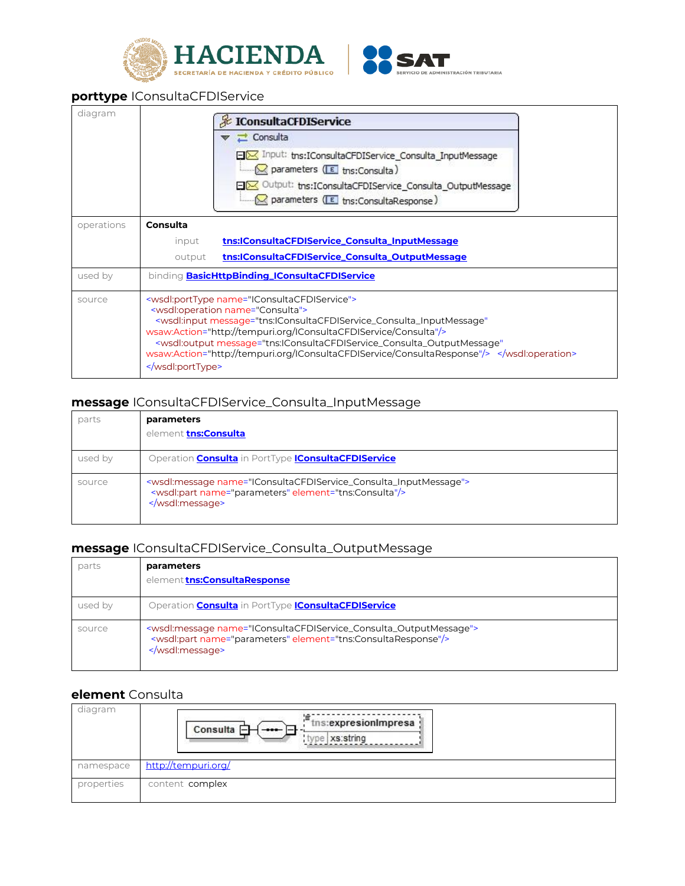## **porttype** IConsultaCFDIService

| | |
|---|---|
| diagram | IConsultaCFDIService<br>Consulta<br>Input: tns:IConsultaCFDIService_Consulta_InputMessage<br>parameters (E tns:Consulta)<br>Output: tns:IConsultaCFDIService_Consulta_OutputMessage<br>parameters (E tns:ConsultaResponse) |
| operations | **Consulta**<br>input **tns:IConsultaCFDIService_Consulta_InputMessage**<br>output **tns:IConsultaCFDIService_Consulta_OutputMessage** |
| used by | binding **BasicHttpBinding_IConsultaCFDIService** |
| source | `<wsdl:portType name="IConsultaCFDIService">`<br>`<wsdl:operation name="Consulta">`<br>`<wsdl:input message="tns:IConsultaCFDIService_Consulta_InputMessage" wsaw:Action="http://tempuri.org/IConsultaCFDIService/Consulta"/>`<br>`<wsdl:output message="tns:IConsultaCFDIService_Consulta_OutputMessage" wsaw:Action="http://tempuri.org/IConsultaCFDIService/ConsultaResponse"/> </wsdl:operation>`<br>`</wsdl:portType>` |

## **message** IConsultaCFDIService_Consulta_InputMessage

| | |
|---|---|
| parts | **parameters**<br>element **tns:Consulta** |
| used by | Operation **Consulta** in PortType **IConsultaCFDIService** |
| source | `<wsdl:message name="IConsultaCFDIService_Consulta_InputMessage">`<br>`<wsdl:part name="parameters" element="tns:Consulta"/>`<br>`</wsdl:message>` |

## **message** IConsultaCFDIService_Consulta_OutputMessage

| | |
|---|---|
| parts | **parameters**<br>element **tns:ConsultaResponse** |
| used by | Operation **Consulta** in PortType **IConsultaCFDIService** |
| source | `<wsdl:message name="IConsultaCFDIService_Consulta_OutputMessage">`<br>`<wsdl:part name="parameters" element="tns:ConsultaResponse"/>`<br>`</wsdl:message>` |

## **element** Consulta

| | |
|---|---|
| diagram | Consulta — tns:expresionImpresa<br>type xs:string |
| namespace | http://tempuri.org/ |
| properties | content complex |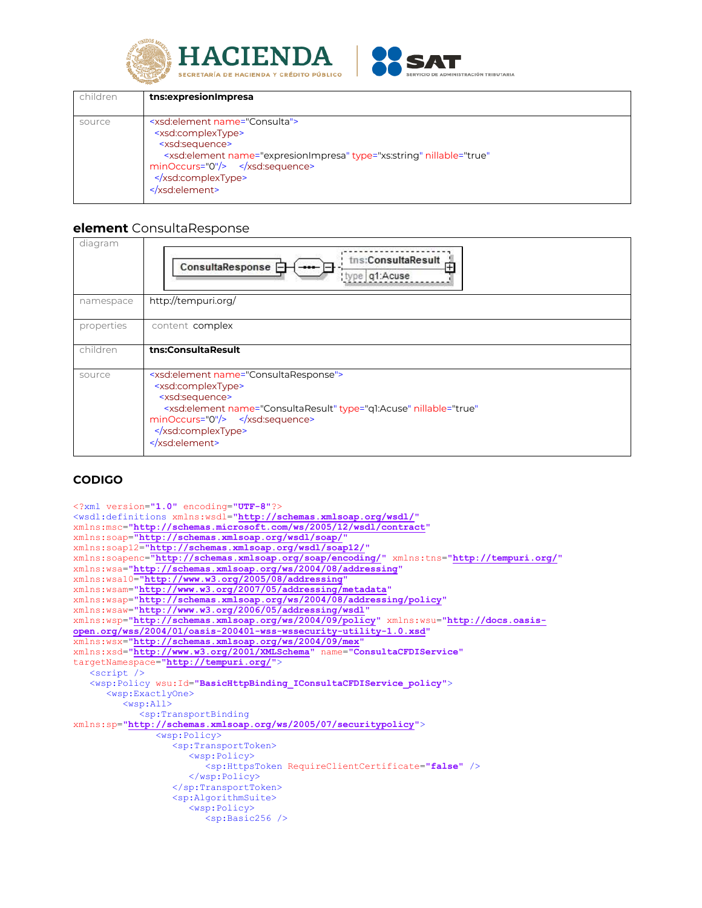| | |
|---|---|
| children | **tns:expresionImpresa** |
| source | <xsd:element name="Consulta"><br><xsd:complexType><br><xsd:sequence><br><xsd:element name="expresionImpresa" type="xs:string" nillable="true" minOccurs="0"/> </xsd:sequence><br></xsd:complexType><br></xsd:element> |

## element ConsultaResponse

| | |
|---|---|
| diagram | ConsultaResponse — tns:ConsultaResult (type q1:Acuse) |
| namespace | http://tempuri.org/ |
| properties | content complex |
| children | **tns:ConsultaResult** |
| source | <xsd:element name="ConsultaResponse"><br><xsd:complexType><br><xsd:sequence><br><xsd:element name="ConsultaResult" type="q1:Acuse" nillable="true" minOccurs="0"/> </xsd:sequence><br></xsd:complexType><br></xsd:element> |

### CODIGO

```
<?xml version="1.0" encoding="UTF-8"?>
<wsdl:definitions xmlns:wsdl="http://schemas.xmlsoap.org/wsdl/"
xmlns:msc="http://schemas.microsoft.com/ws/2005/12/wsdl/contract"
xmlns:soap="http://schemas.xmlsoap.org/wsdl/soap/"
xmlns:soap12="http://schemas.xmlsoap.org/wsdl/soap12/"
xmlns:soapenc="http://schemas.xmlsoap.org/soap/encoding/" xmlns:tns="http://tempuri.org/"
xmlns:wsa="http://schemas.xmlsoap.org/ws/2004/08/addressing"
xmlns:wsa10="http://www.w3.org/2005/08/addressing"
xmlns:wsam="http://www.w3.org/2007/05/addressing/metadata"
xmlns:wsap="http://schemas.xmlsoap.org/ws/2004/08/addressing/policy"
xmlns:wsaw="http://www.w3.org/2006/05/addressing/wsdl"
xmlns:wsp="http://schemas.xmlsoap.org/ws/2004/09/policy" xmlns:wsu="http://docs.oasis-open.org/wss/2004/01/oasis-200401-wss-wssecurity-utility-1.0.xsd"
xmlns:wsx="http://schemas.xmlsoap.org/ws/2004/09/mex"
xmlns:xsd="http://www.w3.org/2001/XMLSchema" name="ConsultaCFDIService"
targetNamespace="http://tempuri.org/">
   <script />
   <wsp:Policy wsu:Id="BasicHttpBinding_IConsultaCFDIService_policy">
      <wsp:ExactlyOne>
         <wsp:All>
            <sp:TransportBinding
xmlns:sp="http://schemas.xmlsoap.org/ws/2005/07/securitypolicy">
               <wsp:Policy>
                  <sp:TransportToken>
                     <wsp:Policy>
                        <sp:HttpsToken RequireClientCertificate="false" />
                     </wsp:Policy>
                  </sp:TransportToken>
                  <sp:AlgorithmSuite>
                     <wsp:Policy>
                        <sp:Basic256 />
```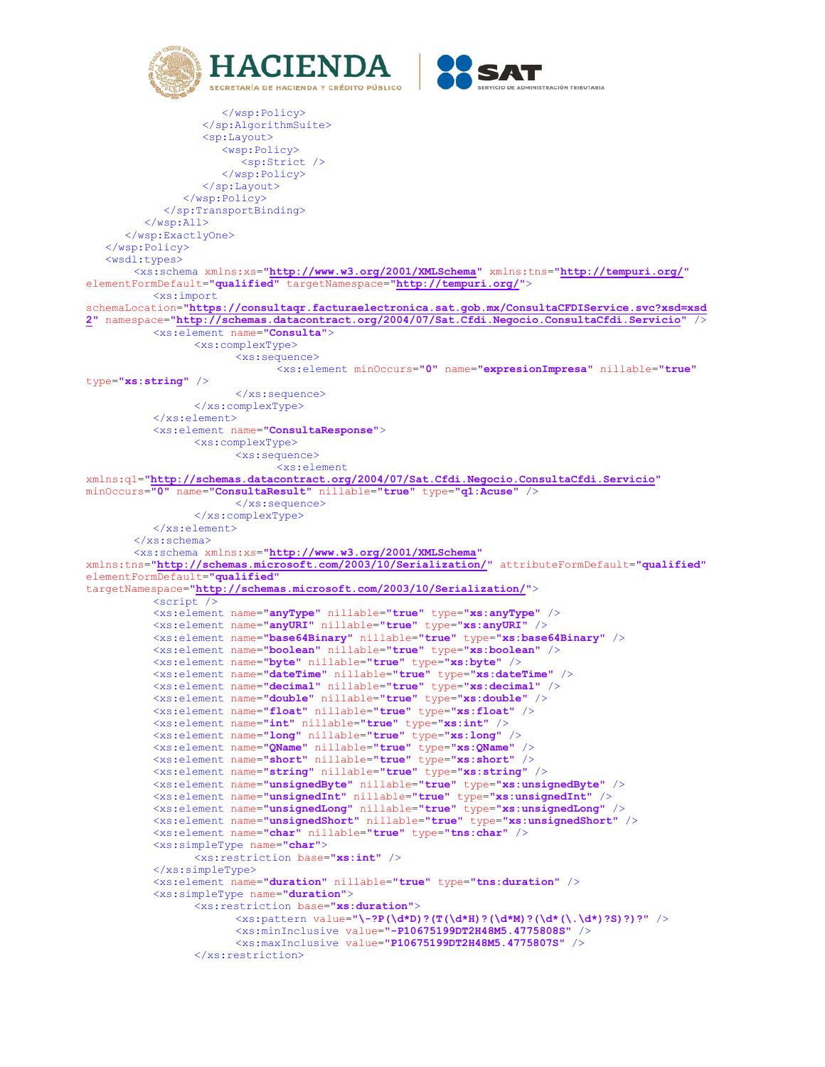```xml
                    </wsp:Policy>
                </sp:AlgorithmSuite>
                <sp:Layout>
                    <wsp:Policy>
                        <sp:Strict />
                    </wsp:Policy>
                </sp:Layout>
            </wsp:Policy>
        </sp:TransportBinding>
      </wsp:All>
    </wsp:ExactlyOne>
  </wsp:Policy>
  <wsdl:types>
      <xs:schema xmlns:xs="http://www.w3.org/2001/XMLSchema" xmlns:tns="http://tempuri.org/"
elementFormDefault="qualified" targetNamespace="http://tempuri.org/">
          <xs:import
schemaLocation="https://consultaqr.facturaelectronica.sat.gob.mx/ConsultaCFDIService.svc?xsd=xsd
2" namespace="http://schemas.datacontract.org/2004/07/Sat.Cfdi.Negocio.ConsultaCfdi.Servicio" />
          <xs:element name="Consulta">
                <xs:complexType>
                      <xs:sequence>
                            <xs:element minOccurs="0" name="expresionImpresa" nillable="true"
type="xs:string" />
                      </xs:sequence>
                </xs:complexType>
          </xs:element>
          <xs:element name="ConsultaResponse">
                <xs:complexType>
                      <xs:sequence>
                            <xs:element
xmlns:q1="http://schemas.datacontract.org/2004/07/Sat.Cfdi.Negocio.ConsultaCfdi.Servicio"
minOccurs="0" name="ConsultaResult" nillable="true" type="q1:Acuse" />
                      </xs:sequence>
                </xs:complexType>
          </xs:element>
      </xs:schema>
      <xs:schema xmlns:xs="http://www.w3.org/2001/XMLSchema"
xmlns:tns="http://schemas.microsoft.com/2003/10/Serialization/" attributeFormDefault="qualified"
elementFormDefault="qualified"
targetNamespace="http://schemas.microsoft.com/2003/10/Serialization/">
          <script />
          <xs:element name="anyType" nillable="true" type="xs:anyType" />
          <xs:element name="anyURI" nillable="true" type="xs:anyURI" />
          <xs:element name="base64Binary" nillable="true" type="xs:base64Binary" />
          <xs:element name="boolean" nillable="true" type="xs:boolean" />
          <xs:element name="byte" nillable="true" type="xs:byte" />
          <xs:element name="dateTime" nillable="true" type="xs:dateTime" />
          <xs:element name="decimal" nillable="true" type="xs:decimal" />
          <xs:element name="double" nillable="true" type="xs:double" />
          <xs:element name="float" nillable="true" type="xs:float" />
          <xs:element name="int" nillable="true" type="xs:int" />
          <xs:element name="long" nillable="true" type="xs:long" />
          <xs:element name="QName" nillable="true" type="xs:QName" />
          <xs:element name="short" nillable="true" type="xs:short" />
          <xs:element name="string" nillable="true" type="xs:string" />
          <xs:element name="unsignedByte" nillable="true" type="xs:unsignedByte" />
          <xs:element name="unsignedInt" nillable="true" type="xs:unsignedInt" />
          <xs:element name="unsignedLong" nillable="true" type="xs:unsignedLong" />
          <xs:element name="unsignedShort" nillable="true" type="xs:unsignedShort" />
          <xs:element name="char" nillable="true" type="tns:char" />
          <xs:simpleType name="char">
                <xs:restriction base="xs:int" />
          </xs:simpleType>
          <xs:element name="duration" nillable="true" type="tns:duration" />
          <xs:simpleType name="duration">
                <xs:restriction base="xs:duration">
                      <xs:pattern value="\-?P(\d*D)?(T(\d*H)?(\d*M)?(\d*(\.\d*)?S)?)?" />
                      <xs:minInclusive value="-P10675199DT2H48M5.4775808S" />
                      <xs:maxInclusive value="P10675199DT2H48M5.4775807S" />
                </xs:restriction>
```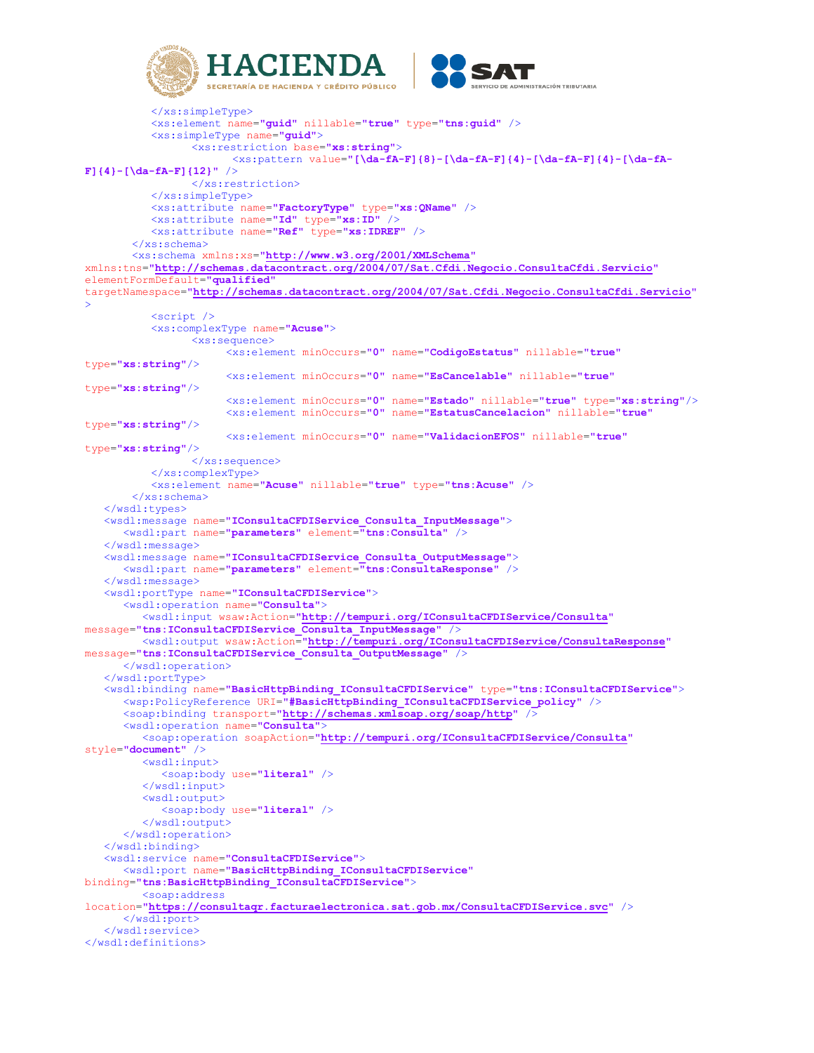```xml
          </xs:simpleType>
          <xs:element name="guid" nillable="true" type="tns:guid" />
          <xs:simpleType name="guid">
                <xs:restriction base="xs:string">
                      <xs:pattern value="[\da-fA-F]{8}-[\da-fA-F]{4}-[\da-fA-F]{4}-[\da-fA-F]{4}-[\da-fA-F]{12}" />
                </xs:restriction>
          </xs:simpleType>
          <xs:attribute name="FactoryType" type="xs:QName" />
          <xs:attribute name="Id" type="xs:ID" />
          <xs:attribute name="Ref" type="xs:IDREF" />
       </xs:schema>
       <xs:schema xmlns:xs="http://www.w3.org/2001/XMLSchema"
xmlns:tns="http://schemas.datacontract.org/2004/07/Sat.Cfdi.Negocio.ConsultaCfdi.Servicio"
elementFormDefault="qualified"
targetNamespace="http://schemas.datacontract.org/2004/07/Sat.Cfdi.Negocio.ConsultaCfdi.Servicio"
>
          <script />
          <xs:complexType name="Acuse">
                <xs:sequence>
                      <xs:element minOccurs="0" name="CodigoEstatus" nillable="true"
type="xs:string"/>
                      <xs:element minOccurs="0" name="EsCancelable" nillable="true"
type="xs:string"/>
                      <xs:element minOccurs="0" name="Estado" nillable="true" type="xs:string"/>
                      <xs:element minOccurs="0" name="EstatusCancelacion" nillable="true"
type="xs:string"/>
                      <xs:element minOccurs="0" name="ValidacionEFOS" nillable="true"
type="xs:string"/>
                </xs:sequence>
          </xs:complexType>
          <xs:element name="Acuse" nillable="true" type="tns:Acuse" />
       </xs:schema>
   </wsdl:types>
   <wsdl:message name="IConsultaCFDIService_Consulta_InputMessage">
      <wsdl:part name="parameters" element="tns:Consulta" />
   </wsdl:message>
   <wsdl:message name="IConsultaCFDIService_Consulta_OutputMessage">
      <wsdl:part name="parameters" element="tns:ConsultaResponse" />
   </wsdl:message>
   <wsdl:portType name="IConsultaCFDIService">
      <wsdl:operation name="Consulta">
         <wsdl:input wsaw:Action="http://tempuri.org/IConsultaCFDIService/Consulta"
message="tns:IConsultaCFDIService_Consulta_InputMessage" />
         <wsdl:output wsaw:Action="http://tempuri.org/IConsultaCFDIService/ConsultaResponse"
message="tns:IConsultaCFDIService_Consulta_OutputMessage" />
      </wsdl:operation>
   </wsdl:portType>
   <wsdl:binding name="BasicHttpBinding_IConsultaCFDIService" type="tns:IConsultaCFDIService">
      <wsp:PolicyReference URI="#BasicHttpBinding_IConsultaCFDIService_policy" />
      <soap:binding transport="http://schemas.xmlsoap.org/soap/http" />
      <wsdl:operation name="Consulta">
         <soap:operation soapAction="http://tempuri.org/IConsultaCFDIService/Consulta"
style="document" />
         <wsdl:input>
            <soap:body use="literal" />
         </wsdl:input>
         <wsdl:output>
            <soap:body use="literal" />
         </wsdl:output>
      </wsdl:operation>
   </wsdl:binding>
   <wsdl:service name="ConsultaCFDIService">
      <wsdl:port name="BasicHttpBinding_IConsultaCFDIService"
binding="tns:BasicHttpBinding_IConsultaCFDIService">
         <soap:address
location="https://consultaqr.facturaelectronica.sat.gob.mx/ConsultaCFDIService.svc" />
      </wsdl:port>
   </wsdl:service>
</wsdl:definitions>
```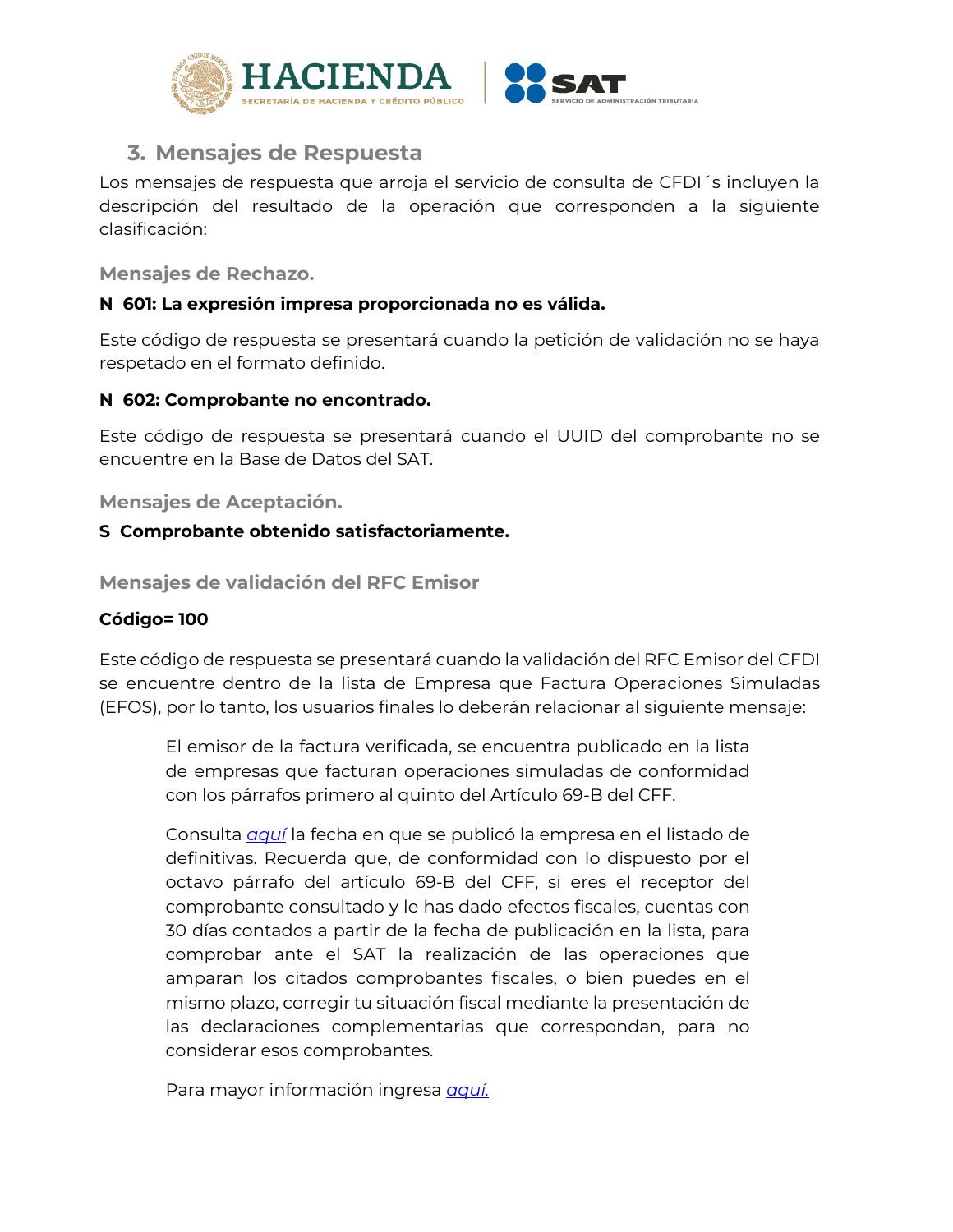## 3. Mensajes de Respuesta

Los mensajes de respuesta que arroja el servicio de consulta de CFDI´s incluyen la descripción del resultado de la operación que corresponden a la siguiente clasificación:

### Mensajes de Rechazo.

**N 601: La expresión impresa proporcionada no es válida.**

Este código de respuesta se presentará cuando la petición de validación no se haya respetado en el formato definido.

**N 602: Comprobante no encontrado.**

Este código de respuesta se presentará cuando el UUID del comprobante no se encuentre en la Base de Datos del SAT.

### Mensajes de Aceptación.

**S Comprobante obtenido satisfactoriamente.**

### Mensajes de validación del RFC Emisor

**Código= 100**

Este código de respuesta se presentará cuando la validación del RFC Emisor del CFDI se encuentre dentro de la lista de Empresa que Factura Operaciones Simuladas (EFOS), por lo tanto, los usuarios finales lo deberán relacionar al siguiente mensaje:

> El emisor de la factura verificada, se encuentra publicado en la lista de empresas que facturan operaciones simuladas de conformidad con los párrafos primero al quinto del Artículo 69-B del CFF.
>
> Consulta *aquí* la fecha en que se publicó la empresa en el listado de definitivas. Recuerda que, de conformidad con lo dispuesto por el octavo párrafo del artículo 69-B del CFF, si eres el receptor del comprobante consultado y le has dado efectos fiscales, cuentas con 30 días contados a partir de la fecha de publicación en la lista, para comprobar ante el SAT la realización de las operaciones que amparan los citados comprobantes fiscales, o bien puedes en el mismo plazo, corregir tu situación fiscal mediante la presentación de las declaraciones complementarias que correspondan, para no considerar esos comprobantes.
>
> Para mayor información ingresa *aquí.*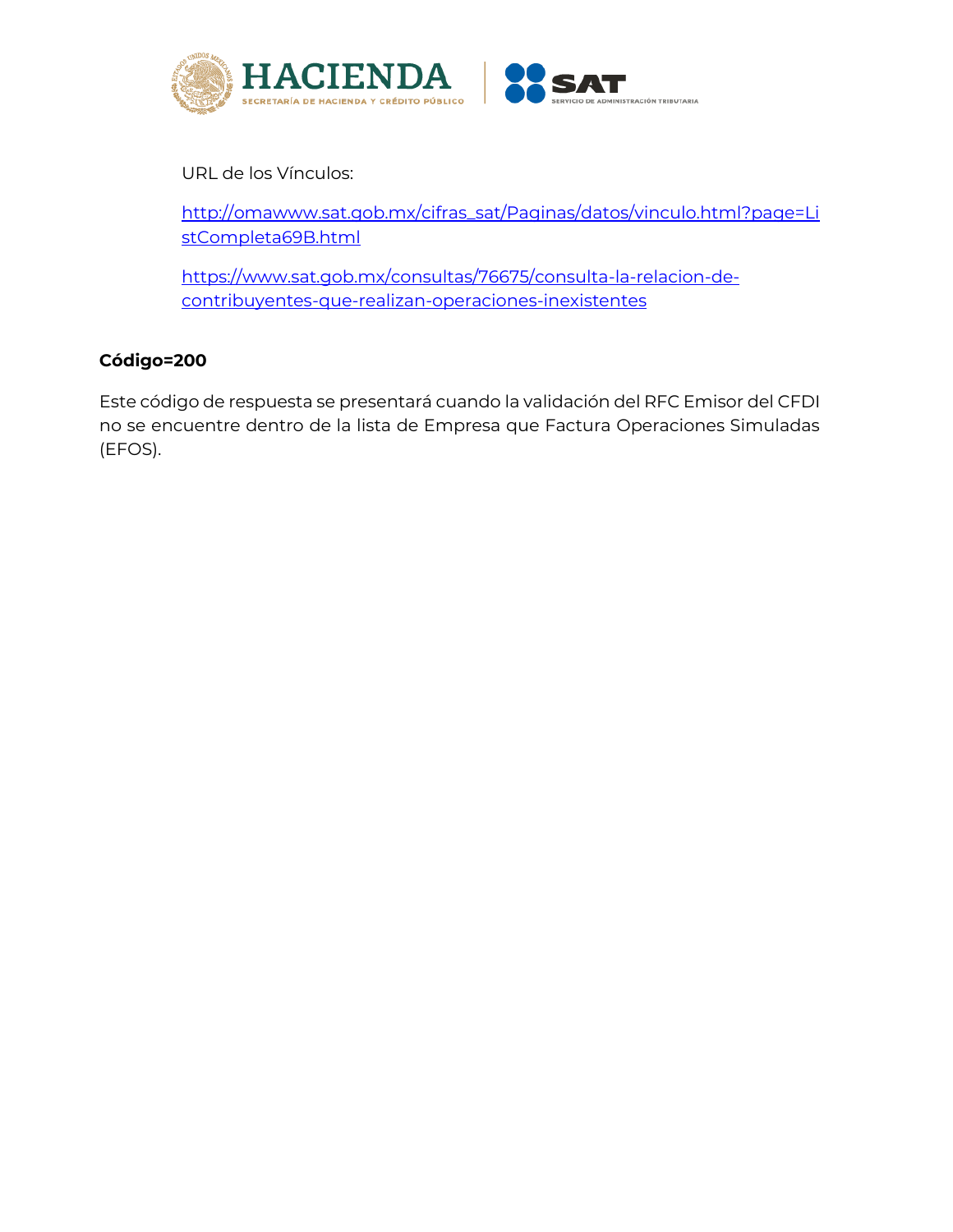URL de los Vínculos:

http://omawww.sat.gob.mx/cifras_sat/Paginas/datos/vinculo.html?page=ListCompleta69B.html

https://www.sat.gob.mx/consultas/76675/consulta-la-relacion-de-contribuyentes-que-realizan-operaciones-inexistentes

**Código=200**

Este código de respuesta se presentará cuando la validación del RFC Emisor del CFDI no se encuentre dentro de la lista de Empresa que Factura Operaciones Simuladas (EFOS).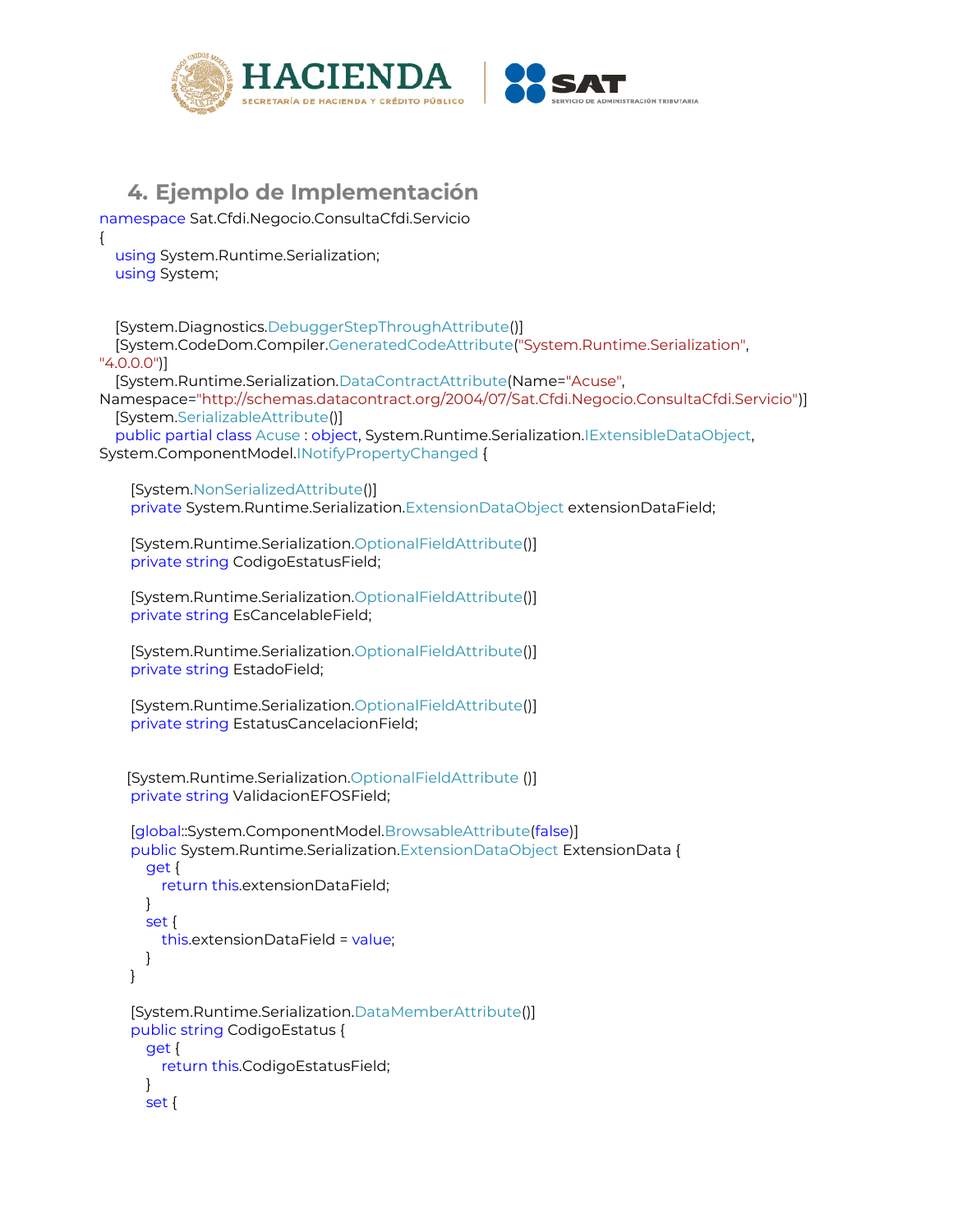## 4. Ejemplo de Implementación

```
namespace Sat.Cfdi.Negocio.ConsultaCfdi.Servicio
{
   using System.Runtime.Serialization;
   using System;


   [System.Diagnostics.DebuggerStepThroughAttribute()]
   [System.CodeDom.Compiler.GeneratedCodeAttribute("System.Runtime.Serialization", "4.0.0.0")]
   [System.Runtime.Serialization.DataContractAttribute(Name="Acuse", Namespace="http://schemas.datacontract.org/2004/07/Sat.Cfdi.Negocio.ConsultaCfdi.Servicio")]
   [System.SerializableAttribute()]
   public partial class Acuse : object, System.Runtime.Serialization.IExtensibleDataObject, System.ComponentModel.INotifyPropertyChanged {

      [System.NonSerializedAttribute()]
      private System.Runtime.Serialization.ExtensionDataObject extensionDataField;

      [System.Runtime.Serialization.OptionalFieldAttribute()]
      private string CodigoEstatusField;

      [System.Runtime.Serialization.OptionalFieldAttribute()]
      private string EsCancelableField;

      [System.Runtime.Serialization.OptionalFieldAttribute()]
      private string EstadoField;

      [System.Runtime.Serialization.OptionalFieldAttribute()]
      private string EstatusCancelacionField;


     [System.Runtime.Serialization.OptionalFieldAttribute ()]
      private string ValidacionEFOSField;

      [global::System.ComponentModel.BrowsableAttribute(false)]
      public System.Runtime.Serialization.ExtensionDataObject ExtensionData {
         get {
            return this.extensionDataField;
         }
         set {
            this.extensionDataField = value;
         }
      }

      [System.Runtime.Serialization.DataMemberAttribute()]
      public string CodigoEstatus {
         get {
            return this.CodigoEstatusField;
         }
         set {
```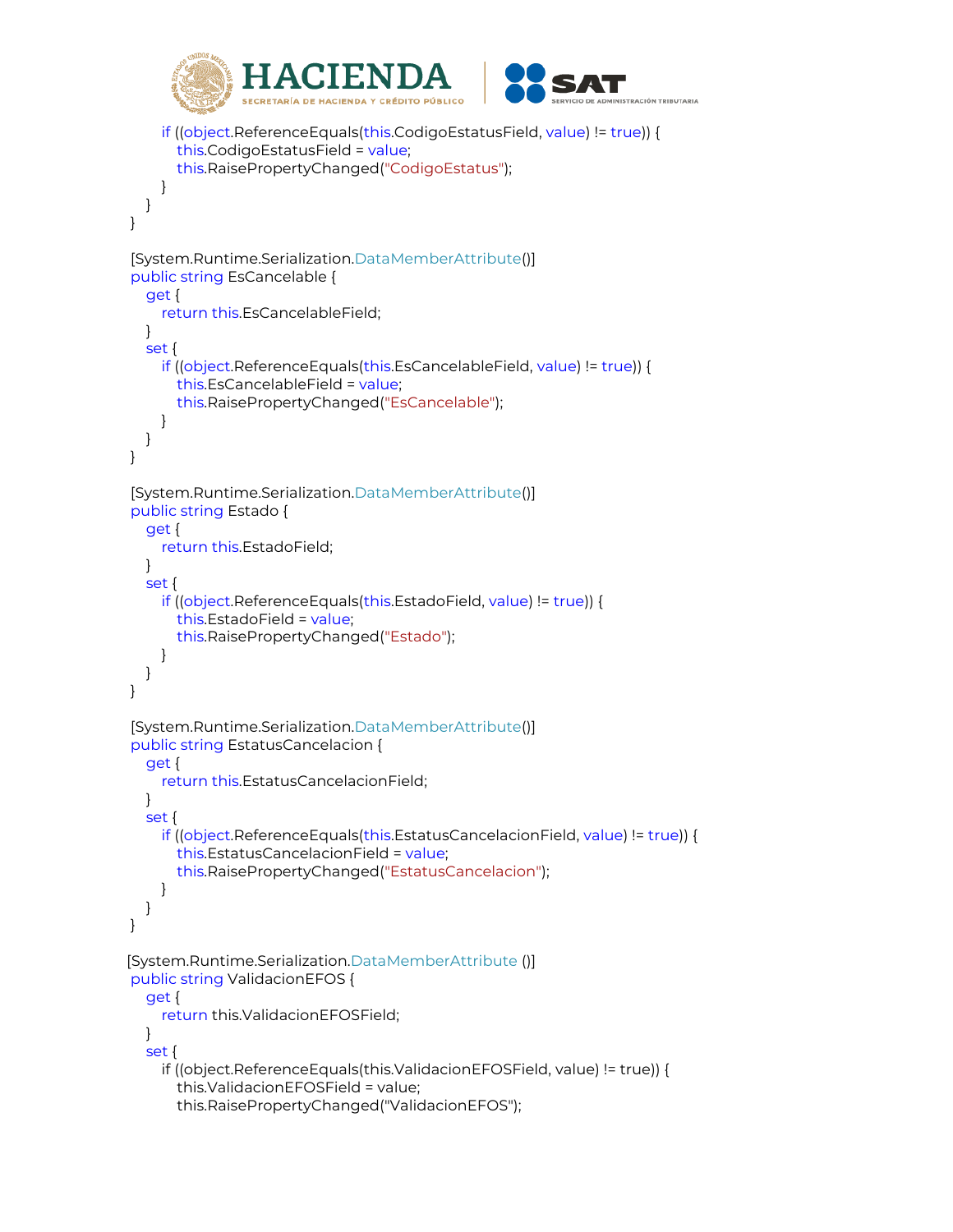```
            if ((object.ReferenceEquals(this.CodigoEstatusField, value) != true)) {
                this.CodigoEstatusField = value;
                this.RaisePropertyChanged("CodigoEstatus");
            }
        }
    }

    [System.Runtime.Serialization.DataMemberAttribute()]
    public string EsCancelable {
        get {
            return this.EsCancelableField;
        }
        set {
            if ((object.ReferenceEquals(this.EsCancelableField, value) != true)) {
                this.EsCancelableField = value;
                this.RaisePropertyChanged("EsCancelable");
            }
        }
    }

    [System.Runtime.Serialization.DataMemberAttribute()]
    public string Estado {
        get {
            return this.EstadoField;
        }
        set {
            if ((object.ReferenceEquals(this.EstadoField, value) != true)) {
                this.EstadoField = value;
                this.RaisePropertyChanged("Estado");
            }
        }
    }

    [System.Runtime.Serialization.DataMemberAttribute()]
    public string EstatusCancelacion {
        get {
            return this.EstatusCancelacionField;
        }
        set {
            if ((object.ReferenceEquals(this.EstatusCancelacionField, value) != true)) {
                this.EstatusCancelacionField = value;
                this.RaisePropertyChanged("EstatusCancelacion");
            }
        }
    }

    [System.Runtime.Serialization.DataMemberAttribute ()]
    public string ValidacionEFOS {
        get {
            return this.ValidacionEFOSField;
        }
        set {
            if ((object.ReferenceEquals(this.ValidacionEFOSField, value) != true)) {
                this.ValidacionEFOSField = value;
                this.RaisePropertyChanged("ValidacionEFOS");
```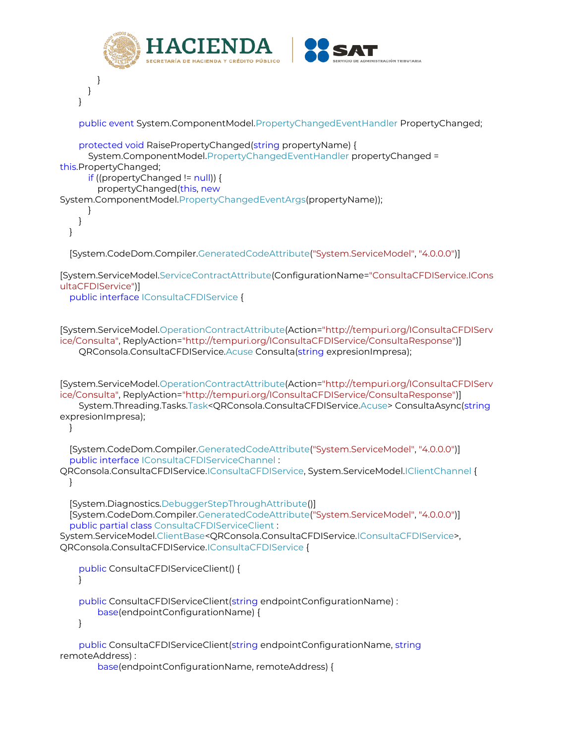```
            }
        }
    }

    public event System.ComponentModel.PropertyChangedEventHandler PropertyChanged;

    protected void RaisePropertyChanged(string propertyName) {
        System.ComponentModel.PropertyChangedEventHandler propertyChanged =
this.PropertyChanged;
        if ((propertyChanged != null)) {
            propertyChanged(this, new
System.ComponentModel.PropertyChangedEventArgs(propertyName));
        }
    }
}

[System.CodeDom.Compiler.GeneratedCodeAttribute("System.ServiceModel", "4.0.0.0")]

[System.ServiceModel.ServiceContractAttribute(ConfigurationName="ConsultaCFDIService.IConsultaCFDIService")]
public interface IConsultaCFDIService {


[System.ServiceModel.OperationContractAttribute(Action="http://tempuri.org/IConsultaCFDIService/Consulta", ReplyAction="http://tempuri.org/IConsultaCFDIService/ConsultaResponse")]
    QRConsola.ConsultaCFDIService.Acuse Consulta(string expresionImpresa);


[System.ServiceModel.OperationContractAttribute(Action="http://tempuri.org/IConsultaCFDIService/Consulta", ReplyAction="http://tempuri.org/IConsultaCFDIService/ConsultaResponse")]
    System.Threading.Tasks.Task<QRConsola.ConsultaCFDIService.Acuse> ConsultaAsync(string
expresionImpresa);
}

[System.CodeDom.Compiler.GeneratedCodeAttribute("System.ServiceModel", "4.0.0.0")]
public interface IConsultaCFDIServiceChannel :
QRConsola.ConsultaCFDIService.IConsultaCFDIService, System.ServiceModel.IClientChannel {
}

[System.Diagnostics.DebuggerStepThroughAttribute()]
[System.CodeDom.Compiler.GeneratedCodeAttribute("System.ServiceModel", "4.0.0.0")]
public partial class ConsultaCFDIServiceClient :
System.ServiceModel.ClientBase<QRConsola.ConsultaCFDIService.IConsultaCFDIService>,
QRConsola.ConsultaCFDIService.IConsultaCFDIService {

    public ConsultaCFDIServiceClient() {
    }

    public ConsultaCFDIServiceClient(string endpointConfigurationName) :
            base(endpointConfigurationName) {
    }

    public ConsultaCFDIServiceClient(string endpointConfigurationName, string
remoteAddress) :
            base(endpointConfigurationName, remoteAddress) {
```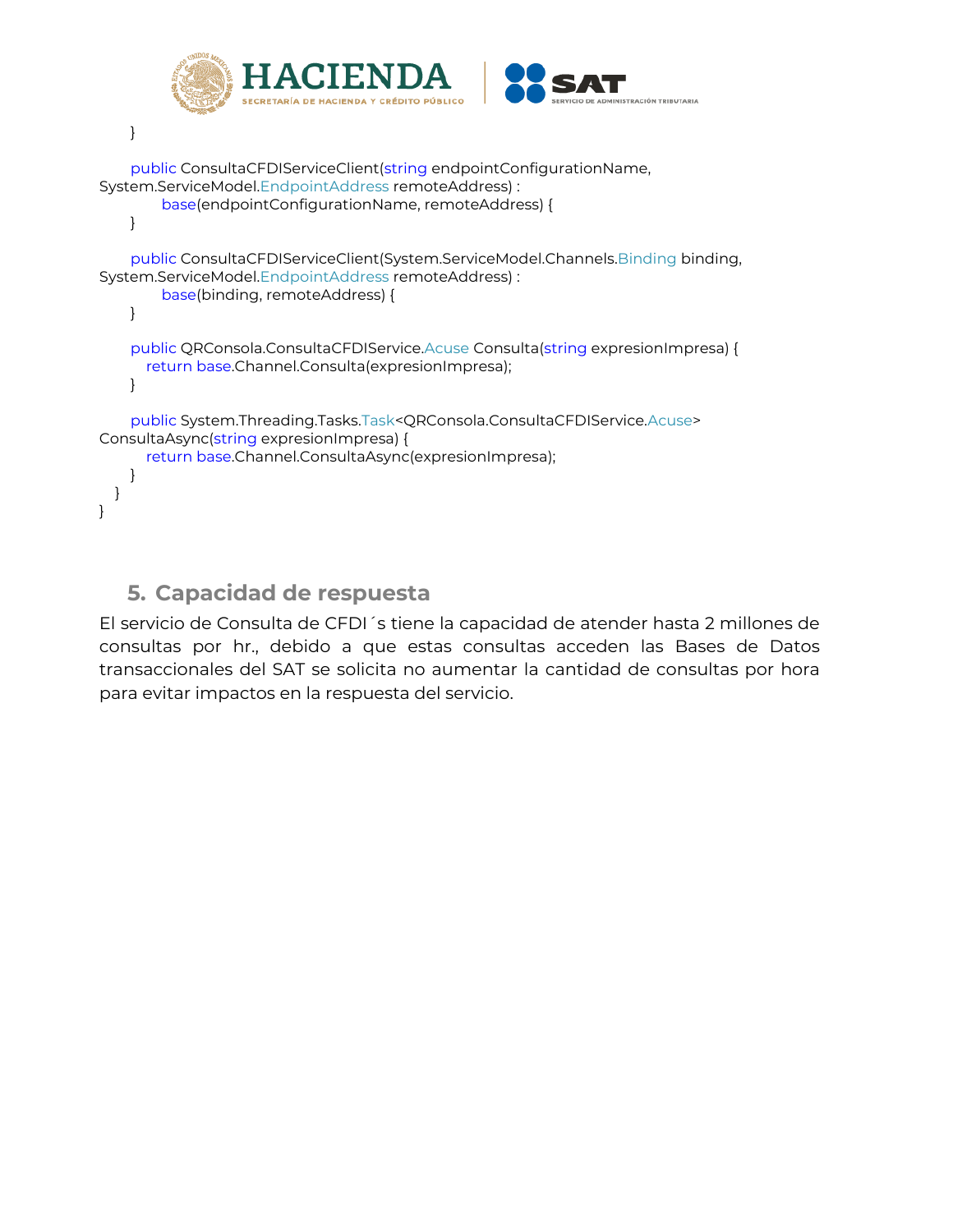```
        }

        public ConsultaCFDIServiceClient(string endpointConfigurationName,
System.ServiceModel.EndpointAddress remoteAddress) :
                base(endpointConfigurationName, remoteAddress) {
        }

        public ConsultaCFDIServiceClient(System.ServiceModel.Channels.Binding binding,
System.ServiceModel.EndpointAddress remoteAddress) :
                base(binding, remoteAddress) {
        }

        public QRConsola.ConsultaCFDIService.Acuse Consulta(string expresionImpresa) {
            return base.Channel.Consulta(expresionImpresa);
        }

        public System.Threading.Tasks.Task<QRConsola.ConsultaCFDIService.Acuse>
ConsultaAsync(string expresionImpresa) {
            return base.Channel.ConsultaAsync(expresionImpresa);
        }
    }
}
```

## 5. Capacidad de respuesta

El servicio de Consulta de CFDI´s tiene la capacidad de atender hasta 2 millones de consultas por hr., debido a que estas consultas acceden las Bases de Datos transaccionales del SAT se solicita no aumentar la cantidad de consultas por hora para evitar impactos en la respuesta del servicio.